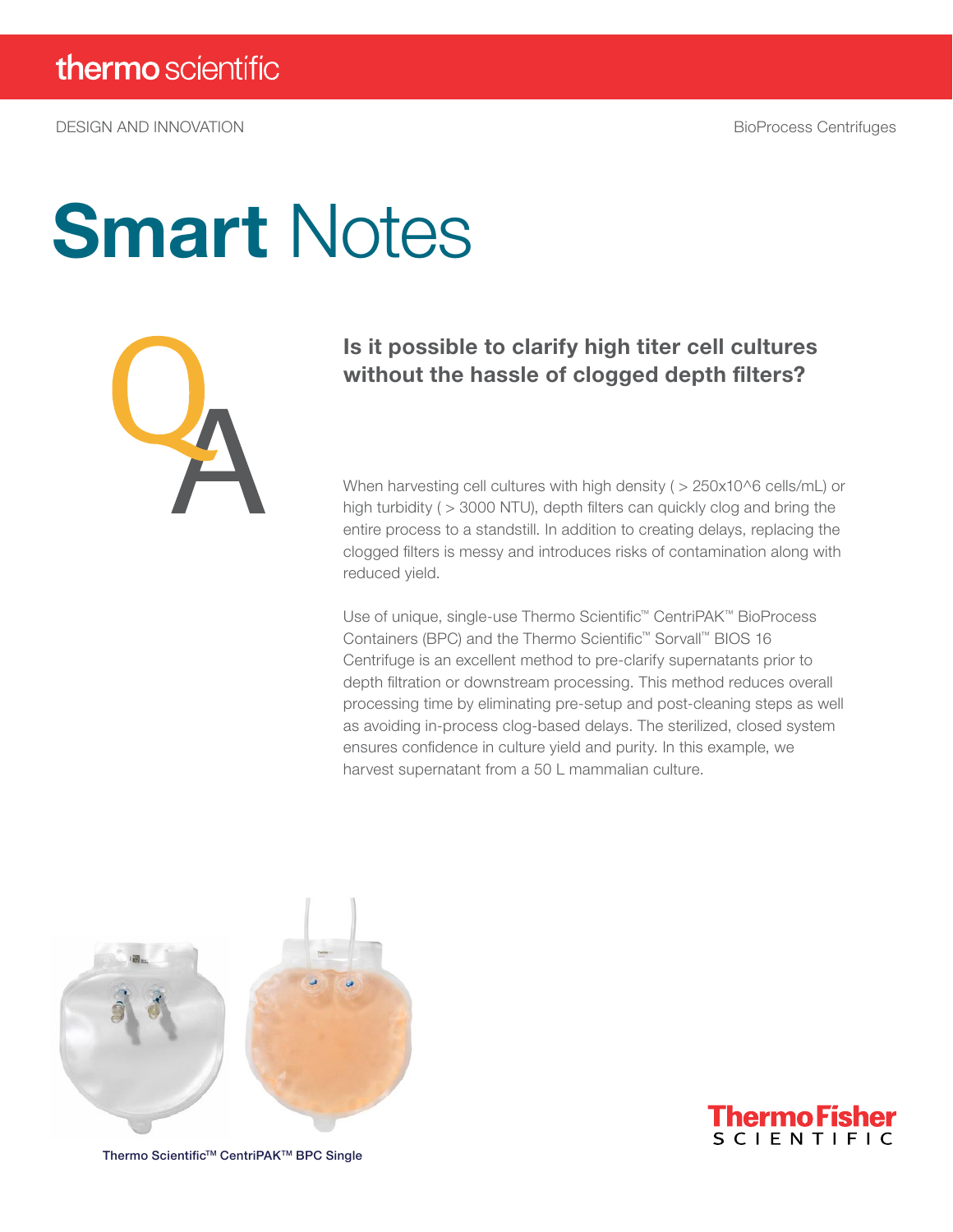DESIGN AND INNOVATION

BioProcess Centrifuges

# **Smart** Notes

QA

## Is it possible to clarify high titer cell cultures without the hassle of clogged depth filters?

When harvesting cell cultures with high density ( > 250x10^6 cells/mL) or high turbidity ( > 3000 NTU), depth filters can quickly clog and bring the entire process to a standstill. In addition to creating delays, replacing the clogged filters is messy and introduces risks of contamination along with reduced yield.

Use of unique, single-use Thermo Scientific™ CentriPAK™ BioProcess Containers (BPC) and the Thermo Scientific™ Sorvall™ BIOS 16 Centrifuge is an excellent method to pre-clarify supernatants prior to depth filtration or downstream processing. This method reduces overall processing time by eliminating pre-setup and post-cleaning steps as well as avoiding in-process clog-based delays. The sterilized, closed system ensures confidence in culture yield and purity. In this example, we harvest supernatant from a 50 L mammalian culture.

Thermo Scientific™ CentriPAK™ BPC Single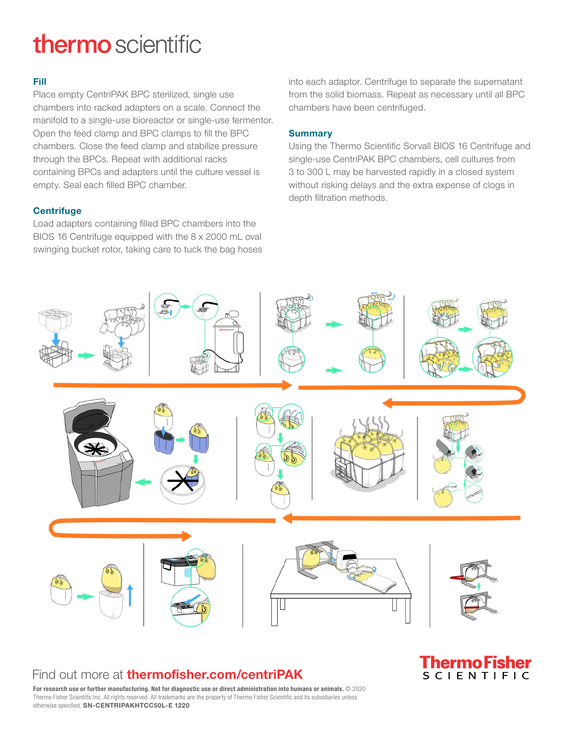## Fill

Place empty CentriPAK BPC sterilized, single use chambers into racked adapters on a scale. Connect the manifold to a single-use bioreactor or single-use fermentor. Open the feed clamp and BPC clamps to fill the BPC chambers. Close the feed clamp and stabilize pressure through the BPCs. Repeat with additional racks containing BPCs and adapters until the culture vessel is empty. Seal each filled BPC chamber.

## Centrifuge

Load adapters containing filled BPC chambers into the BIOS 16 Centrifuge equipped with the 8 x 2000 mL oval swinging bucket rotor, taking care to tuck the bag hoses into each adaptor. Centrifuge to separate the supernatant from the solid biomass. Repeat as necessary until all BPC chambers have been centrifuged.

## Summary

Using the Thermo Scientific Sorvall BIOS 16 Centrifuge and single-use CentriPAK BPC chambers, cell cultures from 3 to 300 L may be harvested rapidly in a closed system without risking delays and the extra expense of clogs in depth filtration methods.

Find out more at **thermofisher.com/centriPAK**

**For research use or further manufacturing. Not for diagnostic use or direct administration into humans or animals.** © 2020 Thermo Fisher Scientific Inc. All rights reserved. All trademarks are the property of Thermo Fisher Scientific and its subsidiaries unless otherwise specified. **SN-CENTRIPAKHTCC50L-E 1220**